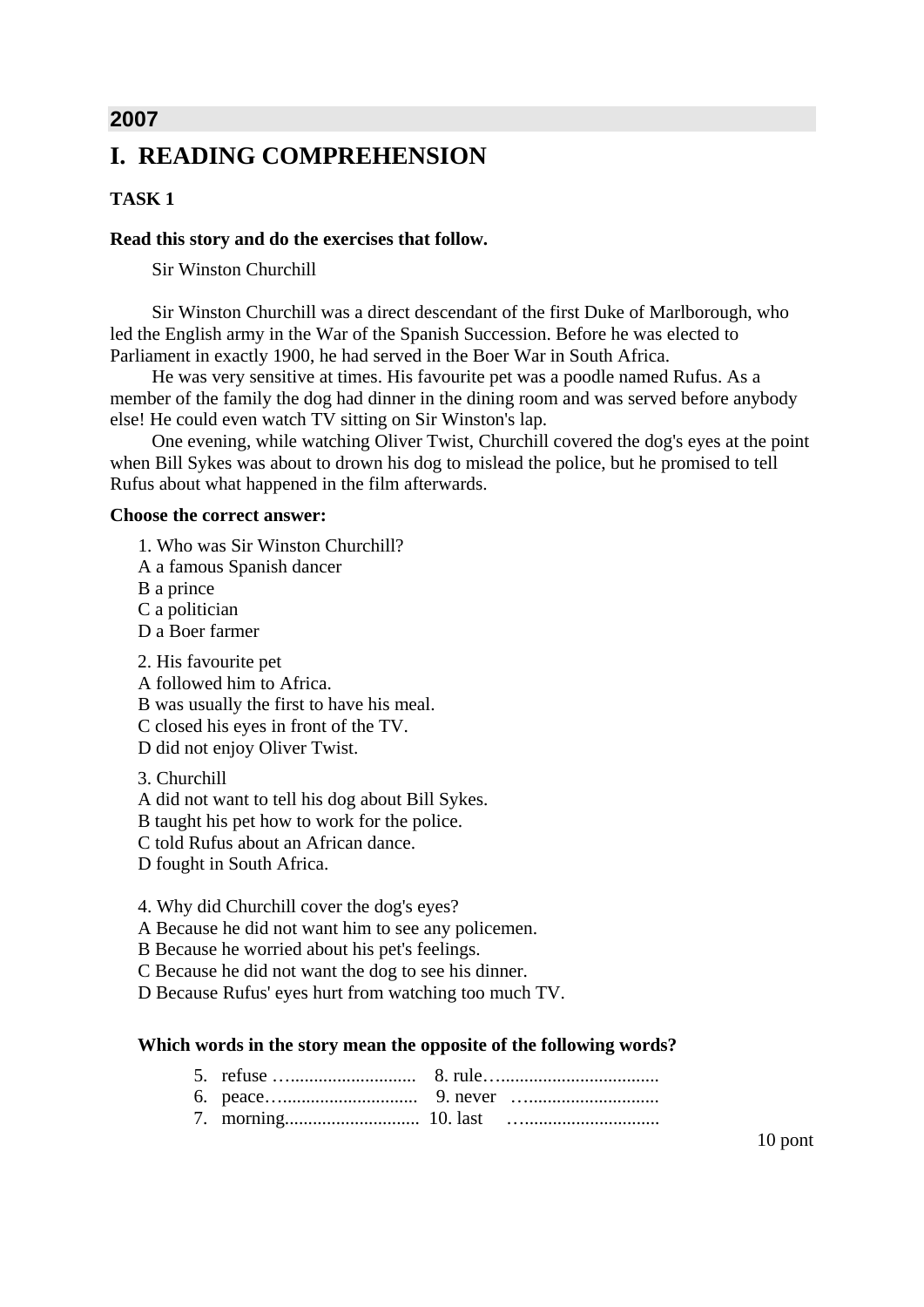## 2007

# I. READING COMPREHENSION

### TASK 1

**Read this story and do the exercises that follow.**

Sir Winston Churchill

Sir Winston Churchill was a direct descendant of the first Duke of Marlborough, who led the English army in the War of the Spanish Succession. Before he was elected to Parliament in exactly 1900, he had served in the Boer War in South Africa.

He was very sensitive at times. His favourite pet was a poodle named Rufus. As a member of the family the dog had dinner in the dining room and was served before anybody else! He could even watch TV sitting on Sir Winston's lap.

One evening, while watching Oliver Twist, Churchill covered the dog's eyes at the point when Bill Sykes was about to drown his dog to mislead the police, but he promised to tell Rufus about what happened in the film afterwards.

**Choose the correct answer:**

1. Who was Sir Winston Churchill?
A a famous Spanish dancer
B a prince
C a politician
D a Boer farmer

2. His favourite pet
A followed him to Africa.
B was usually the first to have his meal.
C closed his eyes in front of the TV.
D did not enjoy Oliver Twist.

3. Churchill
A did not want to tell his dog about Bill Sykes.
B taught his pet how to work for the police.
C told Rufus about an African dance.
D fought in South Africa.

4. Why did Churchill cover the dog's eyes?
A Because he did not want him to see any policemen.
B Because he worried about his pet's feelings.
C Because he did not want the dog to see his dinner.
D Because Rufus' eyes hurt from watching too much TV.

**Which words in the story mean the opposite of the following words?**

5. refuse …..........................  8. rule…..................................
6. peace…............................  9. never …............................
7. morning............................. 10. last …............................

10 pont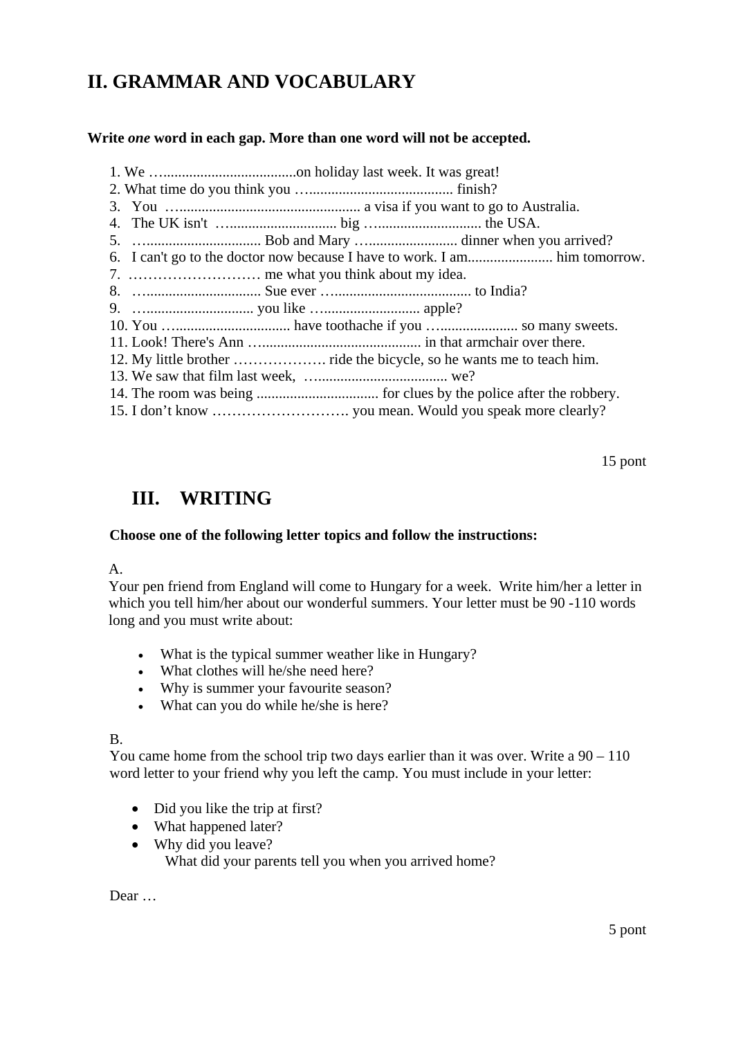## II. GRAMMAR AND VOCABULARY

**Write *one* word in each gap. More than one word will not be accepted.**

1. We …....................................on holiday last week. It was great!
2. What time do you think you …....................................... finish?
3. You …................................................. a visa if you want to go to Australia.
4. The UK isn't …............................ big …........................... the USA.
5. …............................... Bob and Mary …....................... dinner when you arrived?
6. I can't go to the doctor now because I have to work. I am....................... him tomorrow.
7. ……………………… me what you think about my idea.
8. …............................... Sue ever …..................................... to India?
9. …............................ you like …......................... apple?
10. You …............................... have toothache if you …..................... so many sweets.
11. Look! There's Ann ….......................................... in that armchair over there.
12. My little brother ………………. ride the bicycle, so he wants me to teach him.
13. We saw that film last week, …................................. we?
14. The room was being ................................ for clues by the police after the robbery.
15. I don't know ………………………. you mean. Would you speak more clearly?

15 pont

## III. WRITING

**Choose one of the following letter topics and follow the instructions:**

A.
Your pen friend from England will come to Hungary for a week. Write him/her a letter in which you tell him/her about our wonderful summers. Your letter must be 90 -110 words long and you must write about:

- What is the typical summer weather like in Hungary?
- What clothes will he/she need here?
- Why is summer your favourite season?
- What can you do while he/she is here?

B.
You came home from the school trip two days earlier than it was over. Write a 90 – 110 word letter to your friend why you left the camp. You must include in your letter:

- Did you like the trip at first?
- What happened later?
- Why did you leave?
  What did your parents tell you when you arrived home?

Dear …

5 pont